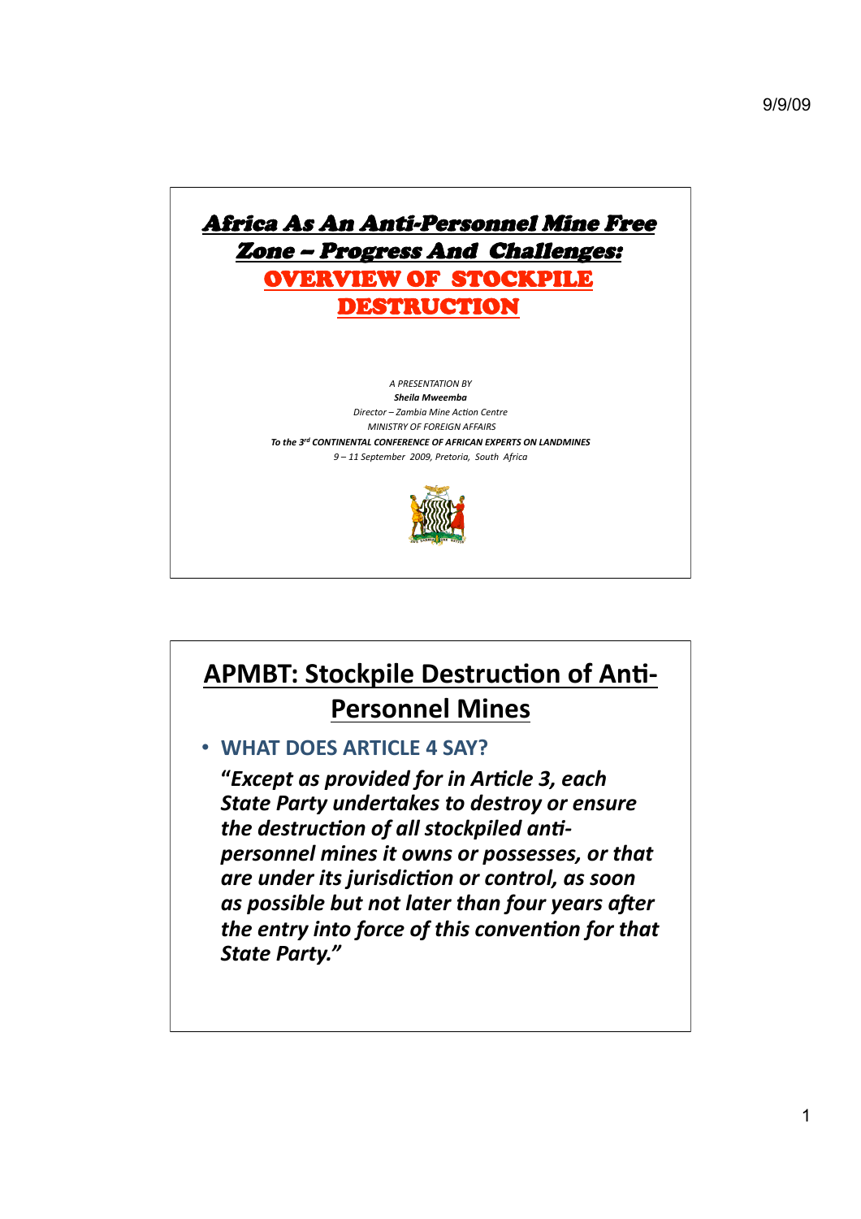# *Africa As An Anti-Personnel Mine Free Zone – Progress And Challenges:* OVERVIEW OF STOCKPILE DESTRUCTION

*A PRESENTATION BY*

***Sheila Mweemba***

*Director – Zambia Mine Action Centre*

*MINISTRY OF FOREIGN AFFAIRS*

***To the 3rd CONTINENTAL CONFERENCE OF AFRICAN EXPERTS ON LANDMINES***

*9 – 11 September 2009, Pretoria, South Africa*

## APMBT: Stockpile Destruction of Anti-Personnel Mines

- **WHAT DOES ARTICLE 4 SAY?**

  ***"Except as provided for in Article 3, each State Party undertakes to destroy or ensure the destruction of all stockpiled anti-personnel mines it owns or possesses, or that are under its jurisdiction or control, as soon as possible but not later than four years after the entry into force of this convention for that State Party."***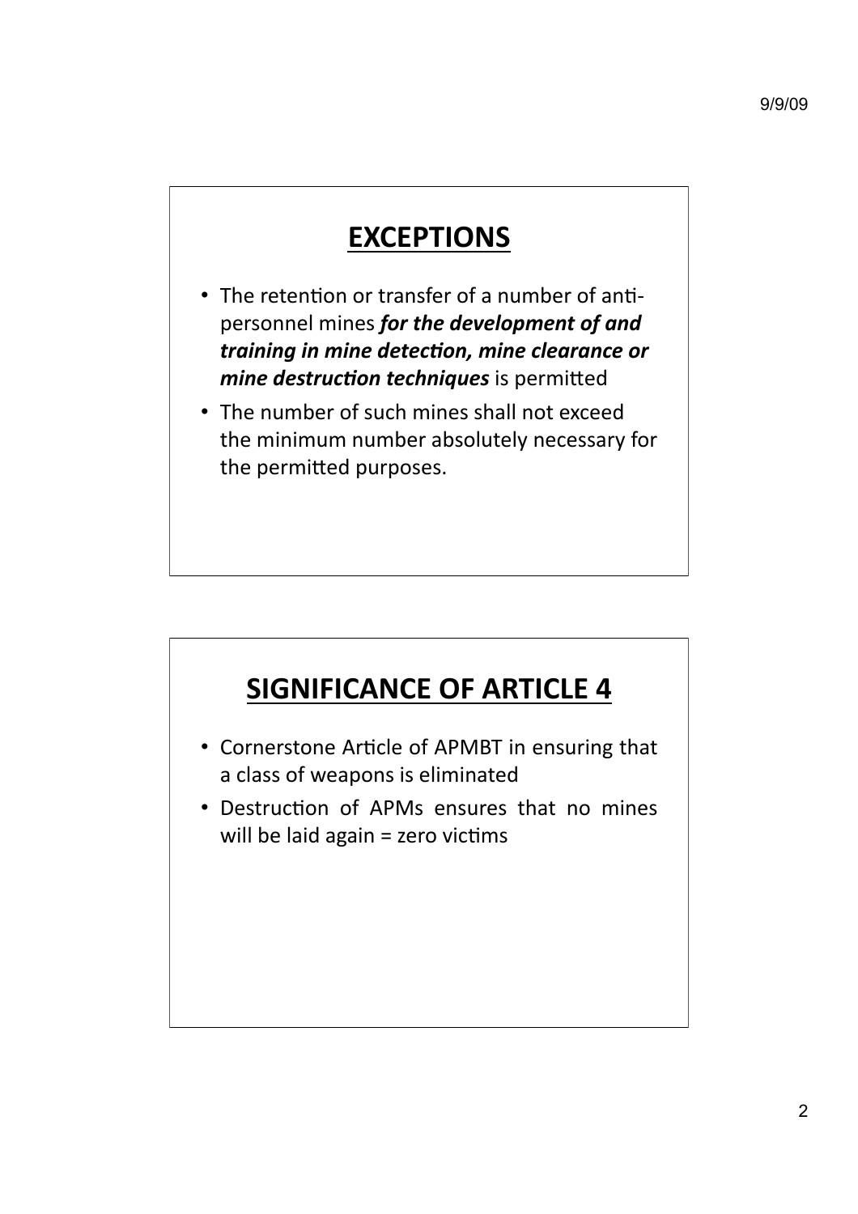## EXCEPTIONS

- The retention or transfer of a number of anti-personnel mines ***for the development of and training in mine detection, mine clearance or mine destruction techniques*** is permitted
- The number of such mines shall not exceed the minimum number absolutely necessary for the permitted purposes.

## SIGNIFICANCE OF ARTICLE 4

- Cornerstone Article of APMBT in ensuring that a class of weapons is eliminated
- Destruction of APMs ensures that no mines will be laid again = zero victims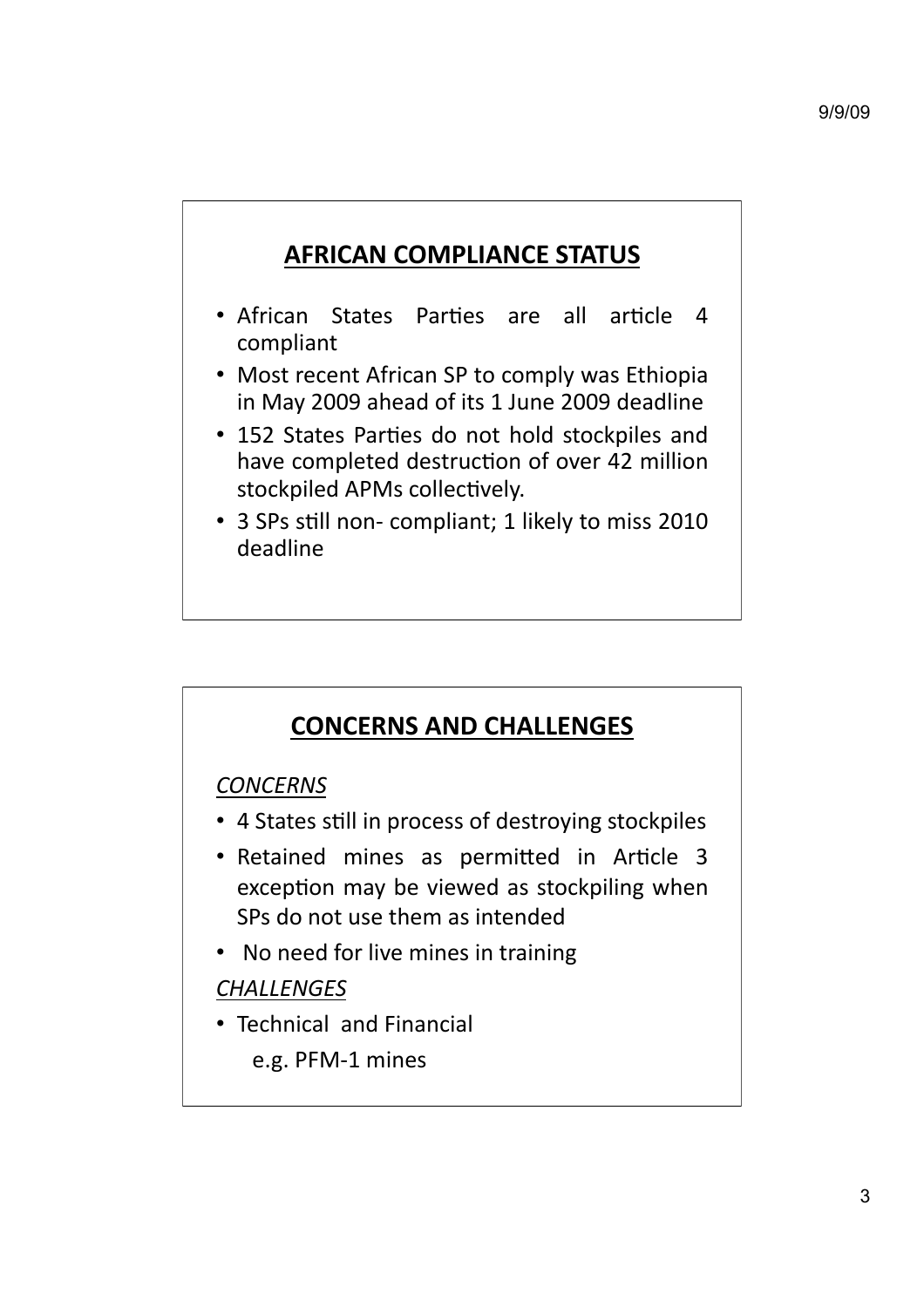## AFRICAN COMPLIANCE STATUS

- African States Parties are all article 4 compliant
- Most recent African SP to comply was Ethiopia in May 2009 ahead of its 1 June 2009 deadline
- 152 States Parties do not hold stockpiles and have completed destruction of over 42 million stockpiled APMs collectively.
- 3 SPs still non- compliant; 1 likely to miss 2010 deadline

## CONCERNS AND CHALLENGES

*CONCERNS*

- 4 States still in process of destroying stockpiles
- Retained mines as permitted in Article 3 exception may be viewed as stockpiling when SPs do not use them as intended
- No need for live mines in training

*CHALLENGES*

- Technical and Financial
  - e.g. PFM-1 mines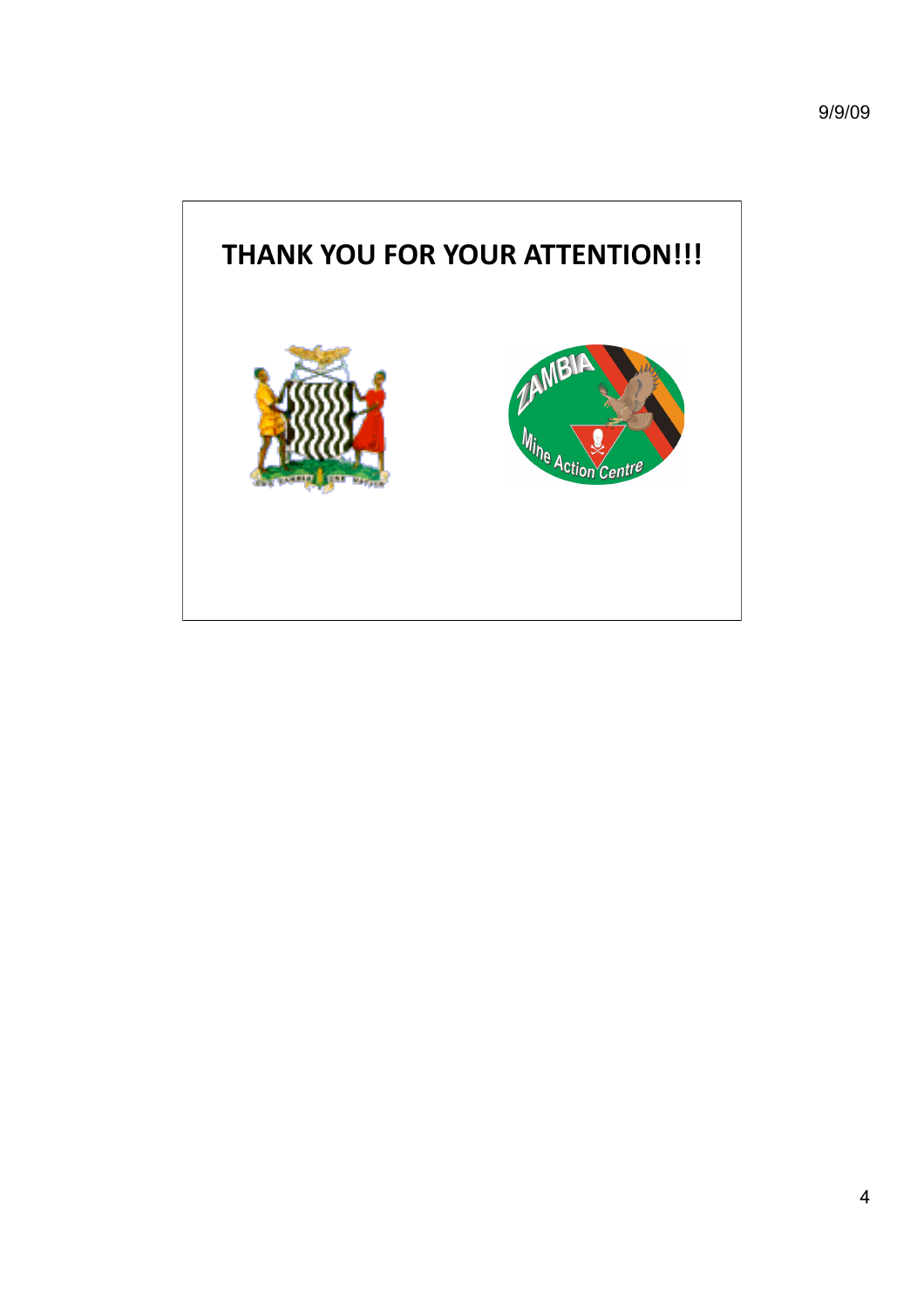# THANK YOU FOR YOUR ATTENTION!!!